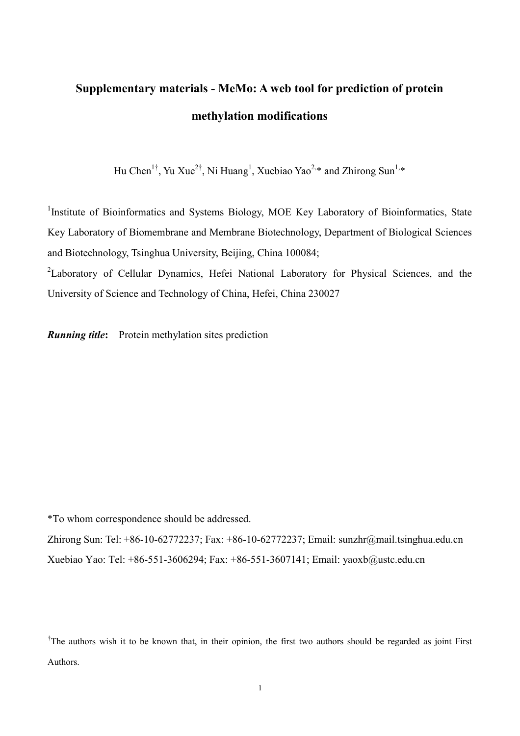# Supplementary materials - MeMo: A web tool for prediction of protein methylation modifications

Hu Chen[1†], Yu Xue[2†], Ni Huang[1], Xuebiao Yao[2,*] and Zhirong Sun[1,*]

[1]Institute of Bioinformatics and Systems Biology, MOE Key Laboratory of Bioinformatics, State Key Laboratory of Biomembrane and Membrane Biotechnology, Department of Biological Sciences and Biotechnology, Tsinghua University, Beijing, China 100084;

[2]Laboratory of Cellular Dynamics, Hefei National Laboratory for Physical Sciences, and the University of Science and Technology of China, Hefei, China 230027

***Running title*:** Protein methylation sites prediction

*To whom correspondence should be addressed.

Zhirong Sun: Tel: +86-10-62772237; Fax: +86-10-62772237; Email: sunzhr@mail.tsinghua.edu.cn

Xuebiao Yao: Tel: +86-551-3606294; Fax: +86-551-3607141; Email: yaoxb@ustc.edu.cn

[†]The authors wish it to be known that, in their opinion, the first two authors should be regarded as joint First Authors.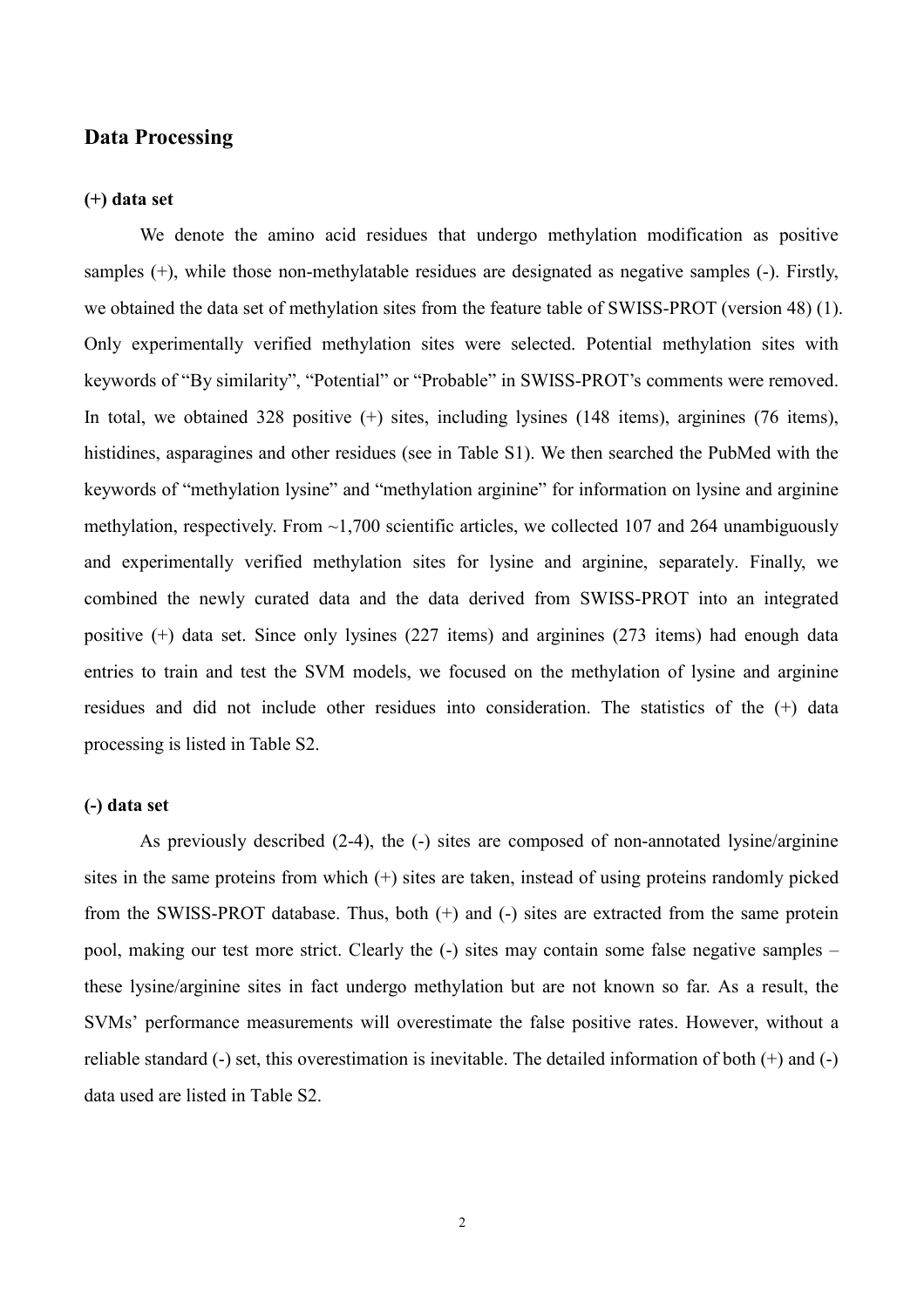## Data Processing

### (+) data set

We denote the amino acid residues that undergo methylation modification as positive samples (+), while those non-methylatable residues are designated as negative samples (-). Firstly, we obtained the data set of methylation sites from the feature table of SWISS-PROT (version 48) (1). Only experimentally verified methylation sites were selected. Potential methylation sites with keywords of "By similarity", "Potential" or "Probable" in SWISS-PROT's comments were removed. In total, we obtained 328 positive (+) sites, including lysines (148 items), arginines (76 items), histidines, asparagines and other residues (see in Table S1). We then searched the PubMed with the keywords of "methylation lysine" and "methylation arginine" for information on lysine and arginine methylation, respectively. From ~1,700 scientific articles, we collected 107 and 264 unambiguously and experimentally verified methylation sites for lysine and arginine, separately. Finally, we combined the newly curated data and the data derived from SWISS-PROT into an integrated positive (+) data set. Since only lysines (227 items) and arginines (273 items) had enough data entries to train and test the SVM models, we focused on the methylation of lysine and arginine residues and did not include other residues into consideration. The statistics of the (+) data processing is listed in Table S2.

### (-) data set

As previously described (2-4), the (-) sites are composed of non-annotated lysine/arginine sites in the same proteins from which (+) sites are taken, instead of using proteins randomly picked from the SWISS-PROT database. Thus, both (+) and (-) sites are extracted from the same protein pool, making our test more strict. Clearly the (-) sites may contain some false negative samples – these lysine/arginine sites in fact undergo methylation but are not known so far. As a result, the SVMs' performance measurements will overestimate the false positive rates. However, without a reliable standard (-) set, this overestimation is inevitable. The detailed information of both (+) and (-) data used are listed in Table S2.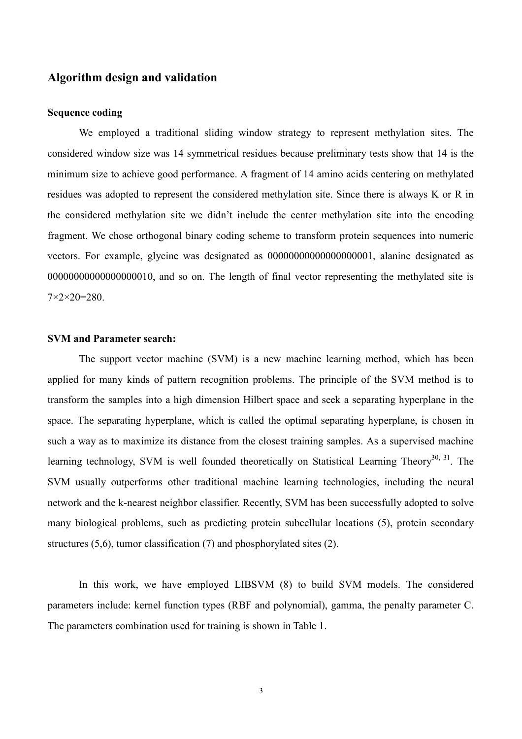## Algorithm design and validation

### Sequence coding

We employed a traditional sliding window strategy to represent methylation sites. The considered window size was 14 symmetrical residues because preliminary tests show that 14 is the minimum size to achieve good performance. A fragment of 14 amino acids centering on methylated residues was adopted to represent the considered methylation site. Since there is always K or R in the considered methylation site we didn't include the center methylation site into the encoding fragment. We chose orthogonal binary coding scheme to transform protein sequences into numeric vectors. For example, glycine was designated as 00000000000000000001, alanine designated as 00000000000000000010, and so on. The length of final vector representing the methylated site is 7×2×20=280.

### SVM and Parameter search:

The support vector machine (SVM) is a new machine learning method, which has been applied for many kinds of pattern recognition problems. The principle of the SVM method is to transform the samples into a high dimension Hilbert space and seek a separating hyperplane in the space. The separating hyperplane, which is called the optimal separating hyperplane, is chosen in such a way as to maximize its distance from the closest training samples. As a supervised machine learning technology, SVM is well founded theoretically on Statistical Learning Theory[30, 31]. The SVM usually outperforms other traditional machine learning technologies, including the neural network and the k-nearest neighbor classifier. Recently, SVM has been successfully adopted to solve many biological problems, such as predicting protein subcellular locations (5), protein secondary structures (5,6), tumor classification (7) and phosphorylated sites (2).

In this work, we have employed LIBSVM (8) to build SVM models. The considered parameters include: kernel function types (RBF and polynomial), gamma, the penalty parameter C. The parameters combination used for training is shown in Table 1.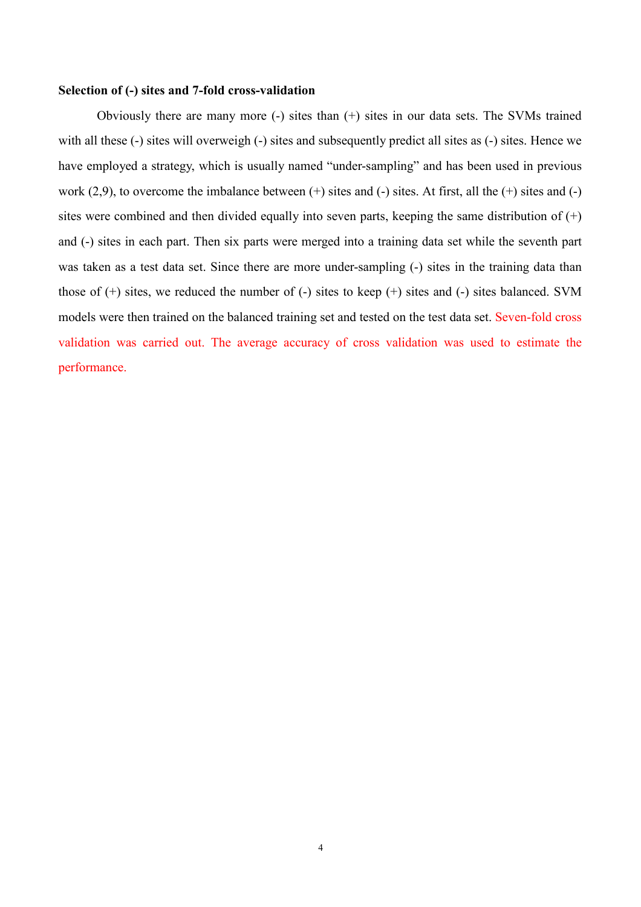**Selection of (-) sites and 7-fold cross-validation**

Obviously there are many more (-) sites than (+) sites in our data sets. The SVMs trained with all these (-) sites will overweigh (-) sites and subsequently predict all sites as (-) sites. Hence we have employed a strategy, which is usually named "under-sampling" and has been used in previous work (2,9), to overcome the imbalance between (+) sites and (-) sites. At first, all the (+) sites and (-) sites were combined and then divided equally into seven parts, keeping the same distribution of (+) and (-) sites in each part. Then six parts were merged into a training data set while the seventh part was taken as a test data set. Since there are more under-sampling (-) sites in the training data than those of (+) sites, we reduced the number of (-) sites to keep (+) sites and (-) sites balanced. SVM models were then trained on the balanced training set and tested on the test data set. Seven-fold cross validation was carried out. The average accuracy of cross validation was used to estimate the performance.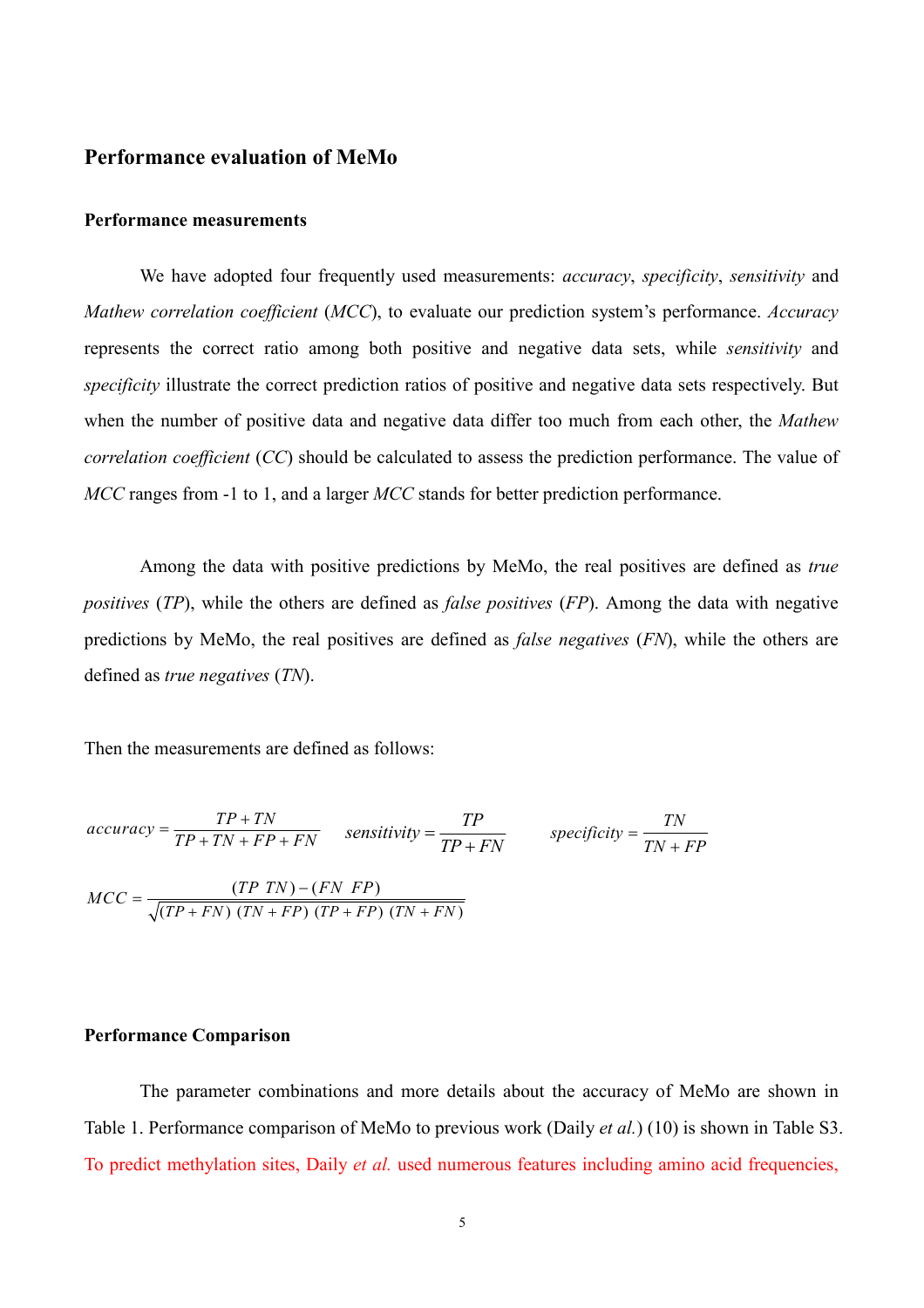## Performance evaluation of MeMo

### Performance measurements

We have adopted four frequently used measurements: *accuracy*, *specificity*, *sensitivity* and *Mathew correlation coefficient* (*MCC*), to evaluate our prediction system's performance. *Accuracy* represents the correct ratio among both positive and negative data sets, while *sensitivity* and *specificity* illustrate the correct prediction ratios of positive and negative data sets respectively. But when the number of positive data and negative data differ too much from each other, the *Mathew correlation coefficient* (*CC*) should be calculated to assess the prediction performance. The value of *MCC* ranges from -1 to 1, and a larger *MCC* stands for better prediction performance.

Among the data with positive predictions by MeMo, the real positives are defined as *true positives* (*TP*), while the others are defined as *false positives* (*FP*). Among the data with negative predictions by MeMo, the real positives are defined as *false negatives* (*FN*), while the others are defined as *true negatives* (*TN*).

Then the measurements are defined as follows:

$$accuracy = \frac{TP + TN}{TP + TN + FP + FN} \qquad sensitivity = \frac{TP}{TP + FN} \qquad specificity = \frac{TN}{TN + FP}$$

$$MCC = \frac{(TP\ TN) - (FN\ FP)}{\sqrt{(TP + FN)\ (TN + FP)\ (TP + FP)\ (TN + FN)}}$$

### Performance Comparison

The parameter combinations and more details about the accuracy of MeMo are shown in Table 1. Performance comparison of MeMo to previous work (Daily *et al.*) (10) is shown in Table S3. To predict methylation sites, Daily *et al.* used numerous features including amino acid frequencies,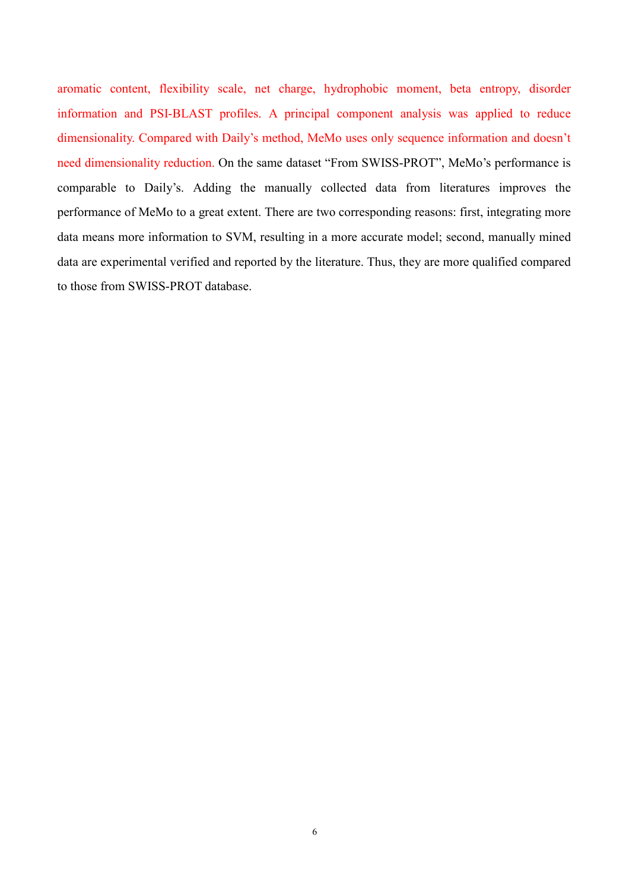aromatic content, flexibility scale, net charge, hydrophobic moment, beta entropy, disorder information and PSI-BLAST profiles. A principal component analysis was applied to reduce dimensionality. Compared with Daily's method, MeMo uses only sequence information and doesn't need dimensionality reduction. On the same dataset "From SWISS-PROT", MeMo's performance is comparable to Daily's. Adding the manually collected data from literatures improves the performance of MeMo to a great extent. There are two corresponding reasons: first, integrating more data means more information to SVM, resulting in a more accurate model; second, manually mined data are experimental verified and reported by the literature. Thus, they are more qualified compared to those from SWISS-PROT database.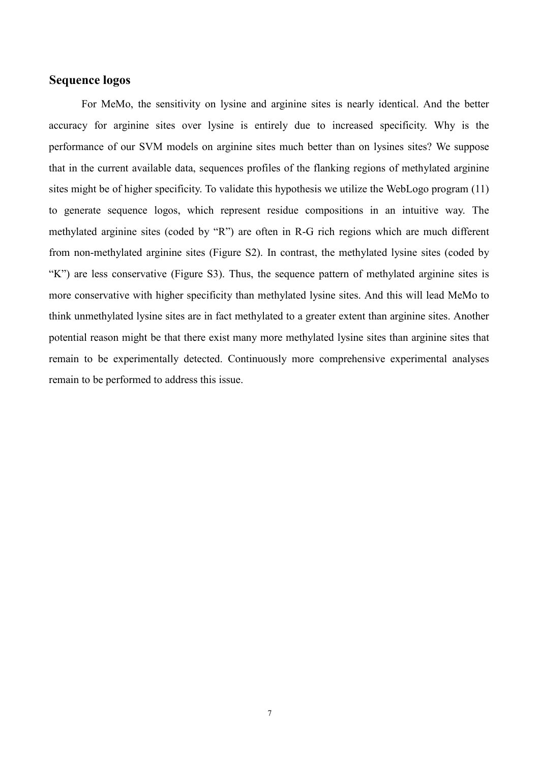## Sequence logos

For MeMo, the sensitivity on lysine and arginine sites is nearly identical. And the better accuracy for arginine sites over lysine is entirely due to increased specificity. Why is the performance of our SVM models on arginine sites much better than on lysines sites? We suppose that in the current available data, sequences profiles of the flanking regions of methylated arginine sites might be of higher specificity. To validate this hypothesis we utilize the WebLogo program (11) to generate sequence logos, which represent residue compositions in an intuitive way. The methylated arginine sites (coded by "R") are often in R-G rich regions which are much different from non-methylated arginine sites (Figure S2). In contrast, the methylated lysine sites (coded by "K") are less conservative (Figure S3). Thus, the sequence pattern of methylated arginine sites is more conservative with higher specificity than methylated lysine sites. And this will lead MeMo to think unmethylated lysine sites are in fact methylated to a greater extent than arginine sites. Another potential reason might be that there exist many more methylated lysine sites than arginine sites that remain to be experimentally detected. Continuously more comprehensive experimental analyses remain to be performed to address this issue.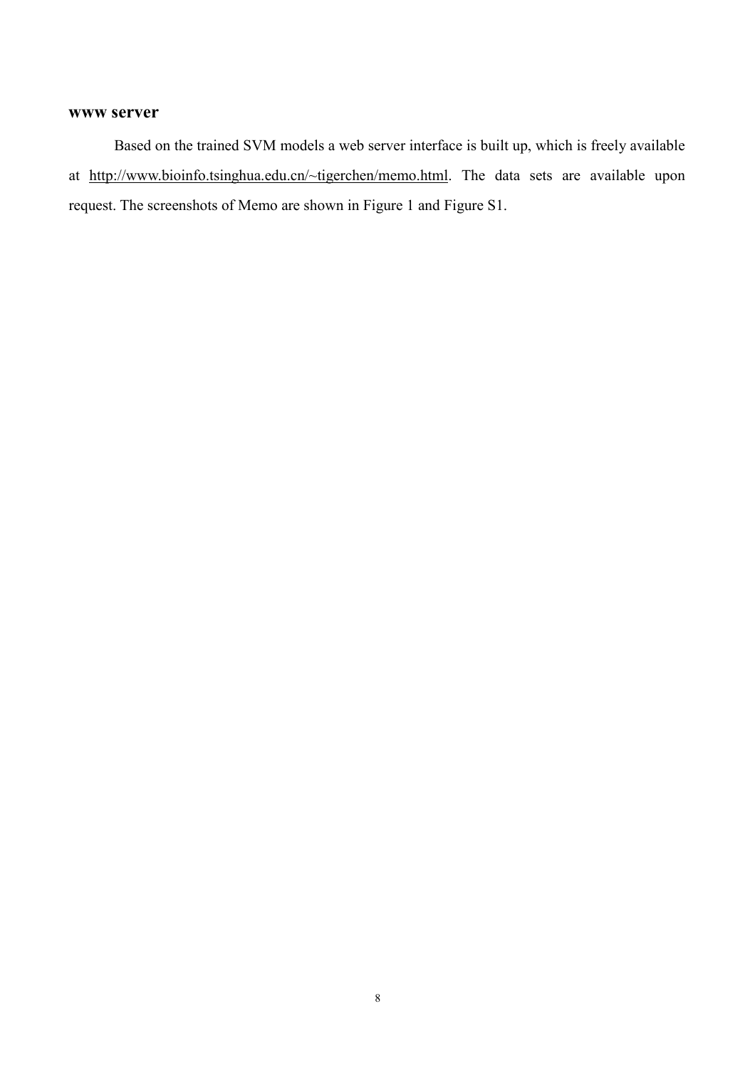## www server

Based on the trained SVM models a web server interface is built up, which is freely available at http://www.bioinfo.tsinghua.edu.cn/~tigerchen/memo.html. The data sets are available upon request. The screenshots of Memo are shown in Figure 1 and Figure S1.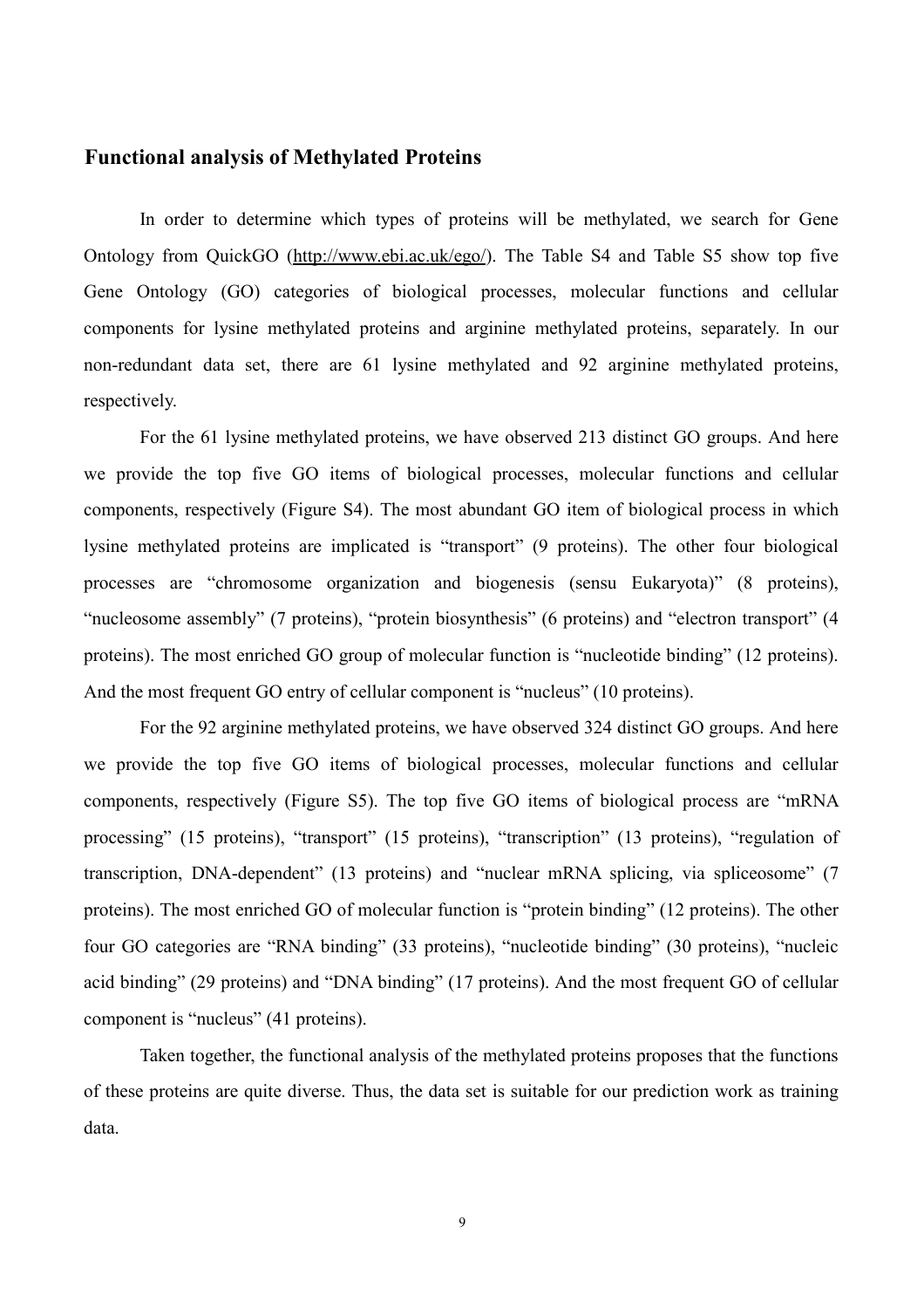## Functional analysis of Methylated Proteins

In order to determine which types of proteins will be methylated, we search for Gene Ontology from QuickGO (http://www.ebi.ac.uk/ego/). The Table S4 and Table S5 show top five Gene Ontology (GO) categories of biological processes, molecular functions and cellular components for lysine methylated proteins and arginine methylated proteins, separately. In our non-redundant data set, there are 61 lysine methylated and 92 arginine methylated proteins, respectively.

For the 61 lysine methylated proteins, we have observed 213 distinct GO groups. And here we provide the top five GO items of biological processes, molecular functions and cellular components, respectively (Figure S4). The most abundant GO item of biological process in which lysine methylated proteins are implicated is "transport" (9 proteins). The other four biological processes are "chromosome organization and biogenesis (sensu Eukaryota)" (8 proteins), "nucleosome assembly" (7 proteins), "protein biosynthesis" (6 proteins) and "electron transport" (4 proteins). The most enriched GO group of molecular function is "nucleotide binding" (12 proteins). And the most frequent GO entry of cellular component is "nucleus" (10 proteins).

For the 92 arginine methylated proteins, we have observed 324 distinct GO groups. And here we provide the top five GO items of biological processes, molecular functions and cellular components, respectively (Figure S5). The top five GO items of biological process are "mRNA processing" (15 proteins), "transport" (15 proteins), "transcription" (13 proteins), "regulation of transcription, DNA-dependent" (13 proteins) and "nuclear mRNA splicing, via spliceosome" (7 proteins). The most enriched GO of molecular function is "protein binding" (12 proteins). The other four GO categories are "RNA binding" (33 proteins), "nucleotide binding" (30 proteins), "nucleic acid binding" (29 proteins) and "DNA binding" (17 proteins). And the most frequent GO of cellular component is "nucleus" (41 proteins).

Taken together, the functional analysis of the methylated proteins proposes that the functions of these proteins are quite diverse. Thus, the data set is suitable for our prediction work as training data.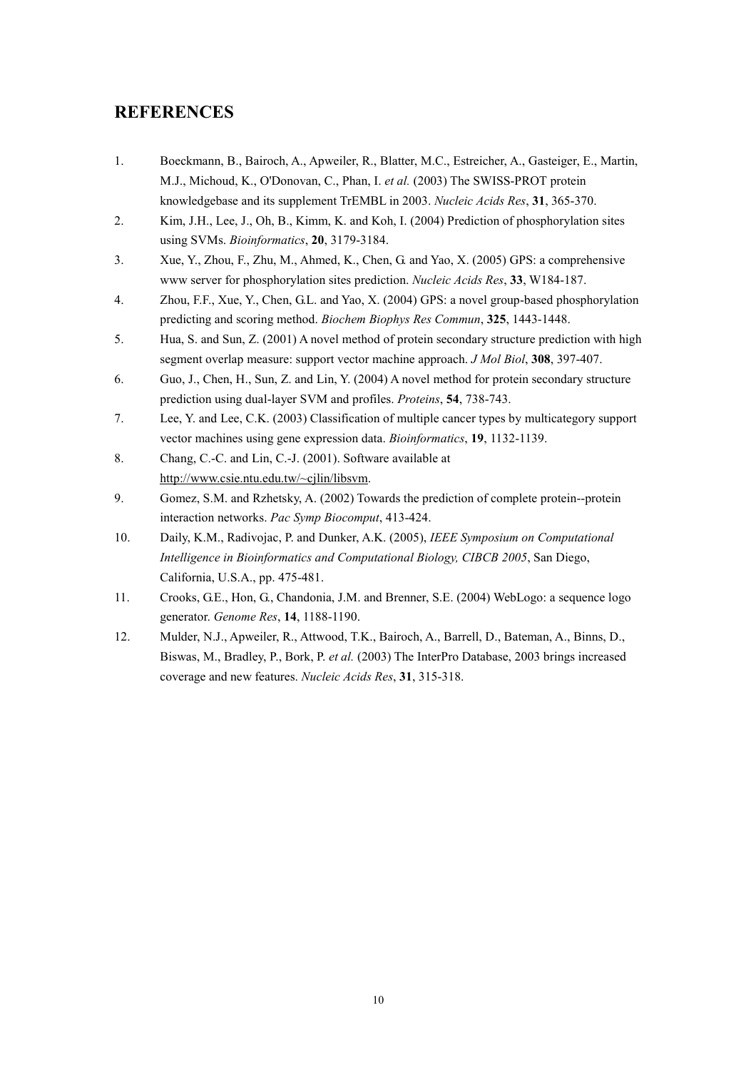## REFERENCES

1. Boeckmann, B., Bairoch, A., Apweiler, R., Blatter, M.C., Estreicher, A., Gasteiger, E., Martin, M.J., Michoud, K., O'Donovan, C., Phan, I. *et al.* (2003) The SWISS-PROT protein knowledgebase and its supplement TrEMBL in 2003. *Nucleic Acids Res*, **31**, 365-370.
2. Kim, J.H., Lee, J., Oh, B., Kimm, K. and Koh, I. (2004) Prediction of phosphorylation sites using SVMs. *Bioinformatics*, **20**, 3179-3184.
3. Xue, Y., Zhou, F., Zhu, M., Ahmed, K., Chen, G. and Yao, X. (2005) GPS: a comprehensive www server for phosphorylation sites prediction. *Nucleic Acids Res*, **33**, W184-187.
4. Zhou, F.F., Xue, Y., Chen, G.L. and Yao, X. (2004) GPS: a novel group-based phosphorylation predicting and scoring method. *Biochem Biophys Res Commun*, **325**, 1443-1448.
5. Hua, S. and Sun, Z. (2001) A novel method of protein secondary structure prediction with high segment overlap measure: support vector machine approach. *J Mol Biol*, **308**, 397-407.
6. Guo, J., Chen, H., Sun, Z. and Lin, Y. (2004) A novel method for protein secondary structure prediction using dual-layer SVM and profiles. *Proteins*, **54**, 738-743.
7. Lee, Y. and Lee, C.K. (2003) Classification of multiple cancer types by multicategory support vector machines using gene expression data. *Bioinformatics*, **19**, 1132-1139.
8. Chang, C.-C. and Lin, C.-J. (2001). Software available at http://www.csie.ntu.edu.tw/~cjlin/libsvm.
9. Gomez, S.M. and Rzhetsky, A. (2002) Towards the prediction of complete protein--protein interaction networks. *Pac Symp Biocomput*, 413-424.
10. Daily, K.M., Radivojac, P. and Dunker, A.K. (2005), *IEEE Symposium on Computational Intelligence in Bioinformatics and Computational Biology, CIBCB 2005*, San Diego, California, U.S.A., pp. 475-481.
11. Crooks, G.E., Hon, G., Chandonia, J.M. and Brenner, S.E. (2004) WebLogo: a sequence logo generator. *Genome Res*, **14**, 1188-1190.
12. Mulder, N.J., Apweiler, R., Attwood, T.K., Bairoch, A., Barrell, D., Bateman, A., Binns, D., Biswas, M., Bradley, P., Bork, P. *et al.* (2003) The InterPro Database, 2003 brings increased coverage and new features. *Nucleic Acids Res*, **31**, 315-318.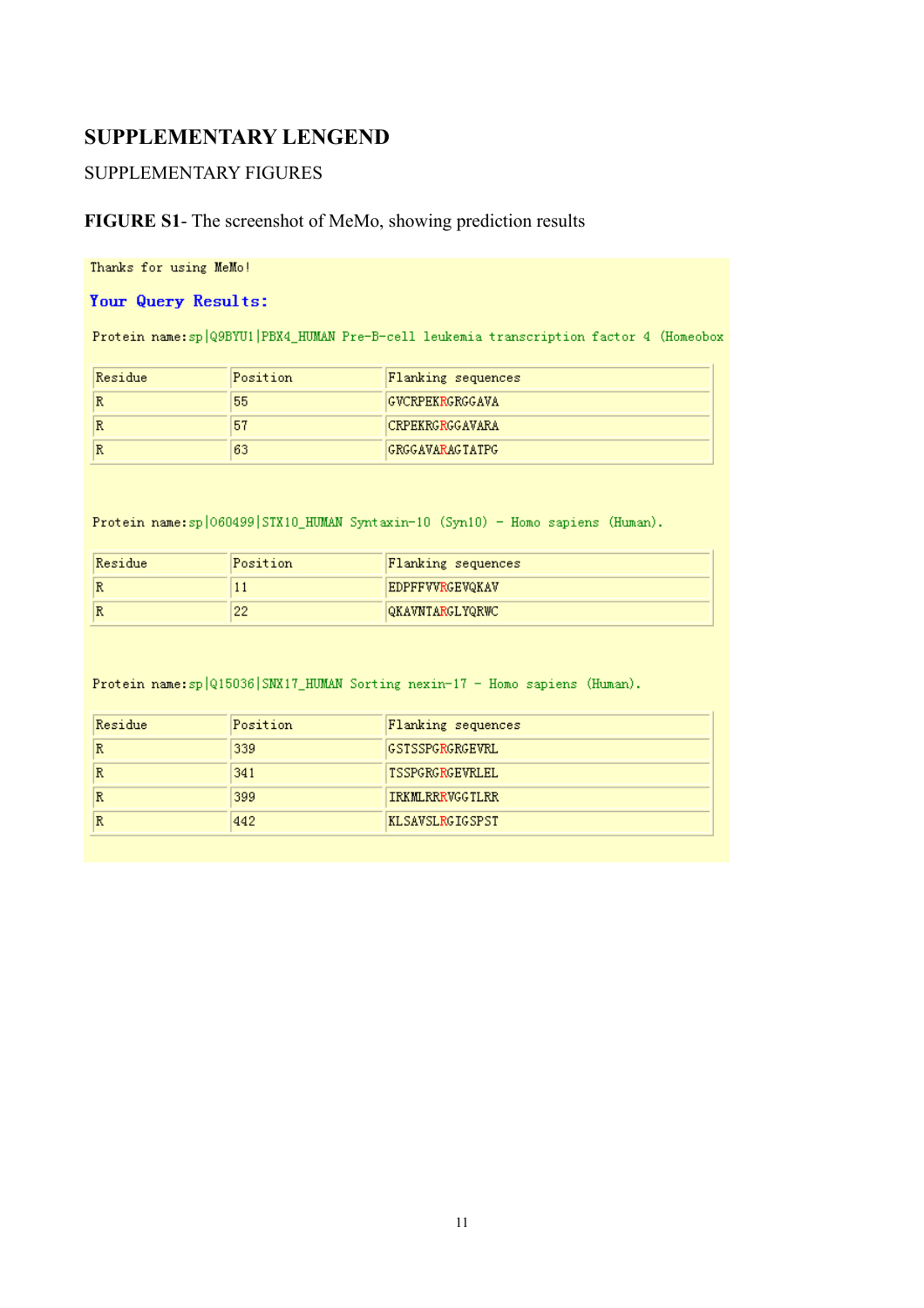# SUPPLEMENTARY LENGEND

## SUPPLEMENTARY FIGURES

**FIGURE S1**- The screenshot of MeMo, showing prediction results

Thanks for using MeMo!

**Your Query Results:**

Protein name:sp|Q9BYU1|PBX4_HUMAN Pre-B-cell leukemia transcription factor 4 (Homeobox

| Residue | Position | Flanking sequences |
|---|---|---|
| R | 55 | GVCRPEKRGRGGAVA |
| R | 57 | CRPEKRGRGGAVARA |
| R | 63 | GRGGAVARAGTATPG |

Protein name:sp|O60499|STX10_HUMAN Syntaxin-10 (Syn10) - Homo sapiens (Human).

| Residue | Position | Flanking sequences |
|---|---|---|
| R | 11 | EDPFFVVRGEVQKAV |
| R | 22 | QKAVNTARGLYQRWC |

Protein name:sp|Q15036|SNX17_HUMAN Sorting nexin-17 - Homo sapiens (Human).

| Residue | Position | Flanking sequences |
|---|---|---|
| R | 339 | GSTSSPGRGRGEVRL |
| R | 341 | TSSPGRGRGEVRLEL |
| R | 399 | IRKMLRRRVGGTLRR |
| R | 442 | KLSAVSLRGIGSPST |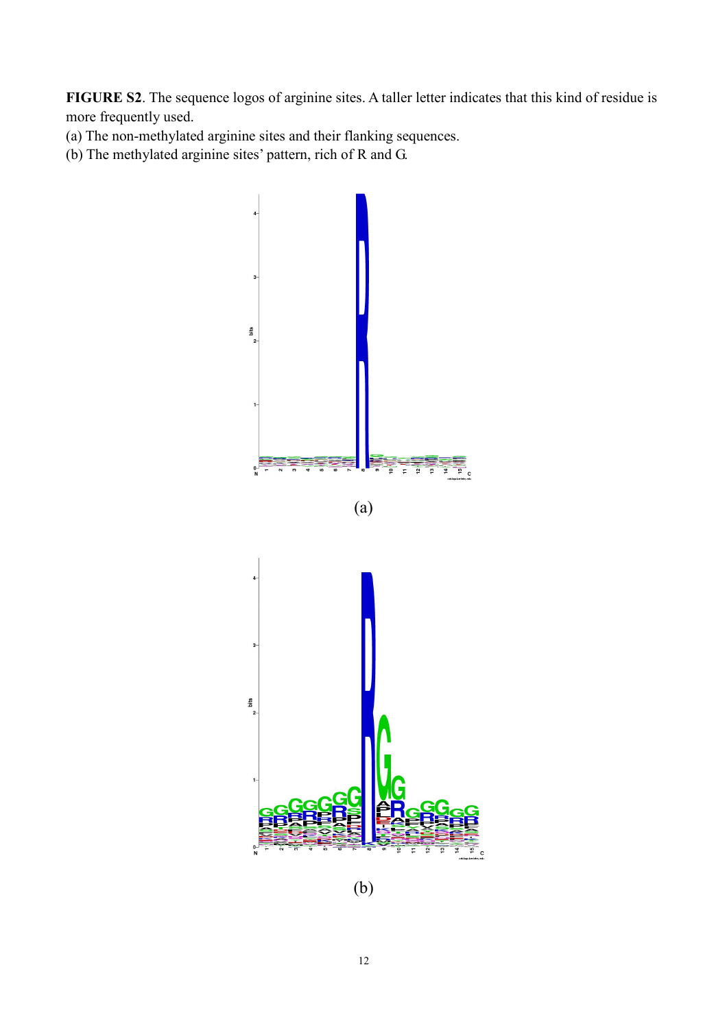**FIGURE S2**. The sequence logos of arginine sites. A taller letter indicates that this kind of residue is more frequently used.

(a) The non-methylated arginine sites and their flanking sequences.

(b) The methylated arginine sites' pattern, rich of R and G.

(a)

(b)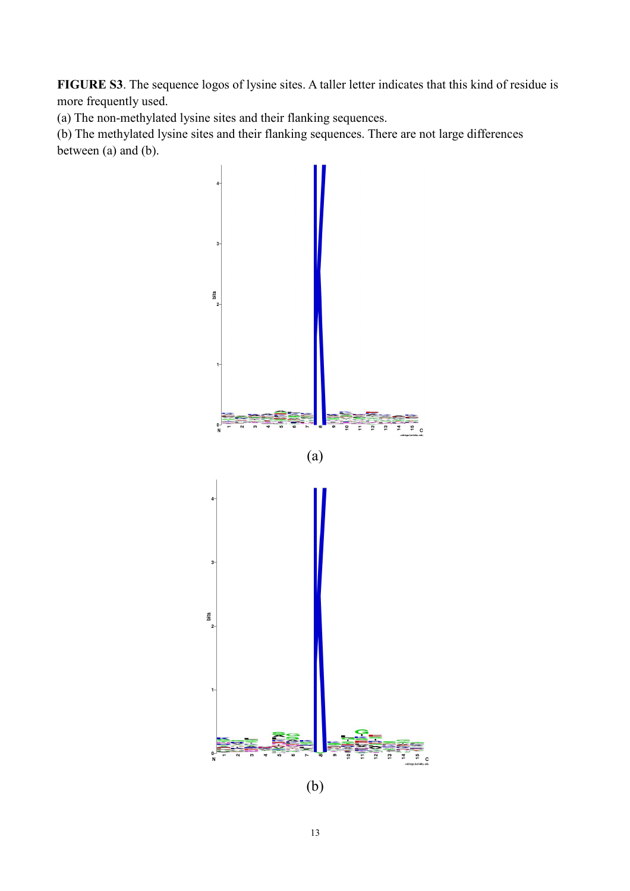**FIGURE S3**. The sequence logos of lysine sites. A taller letter indicates that this kind of residue is more frequently used.

(a) The non-methylated lysine sites and their flanking sequences.

(b) The methylated lysine sites and their flanking sequences. There are not large differences between (a) and (b).

(a)

(b)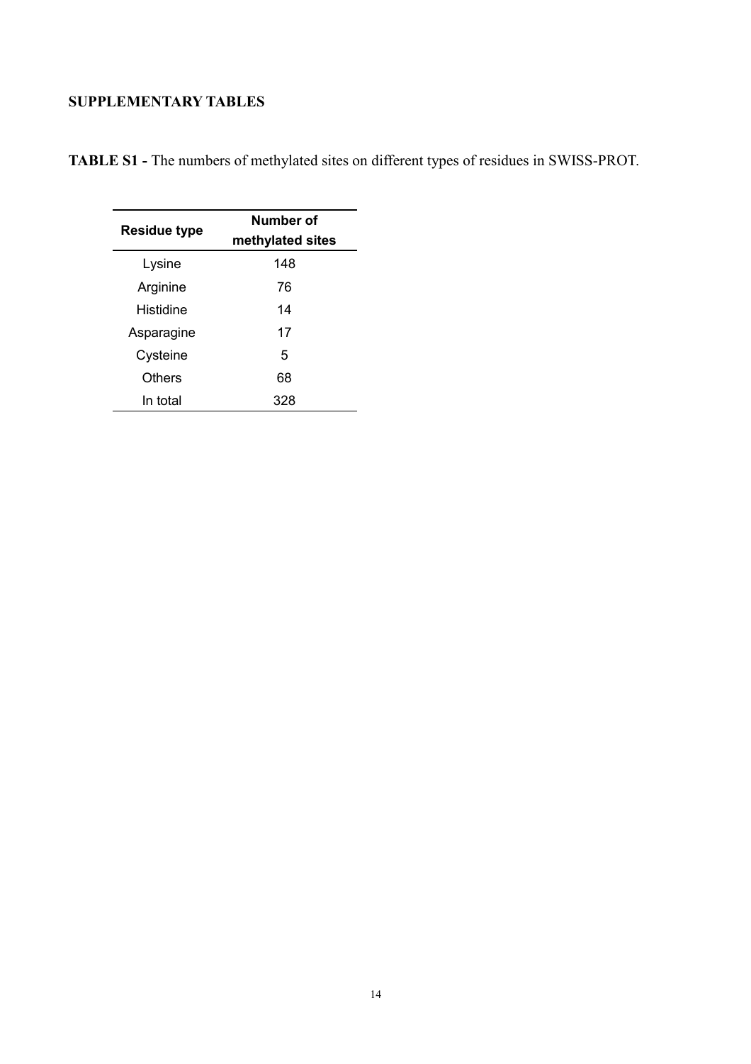## SUPPLEMENTARY TABLES

**TABLE S1 -** The numbers of methylated sites on different types of residues in SWISS-PROT.

| Residue type | Number of methylated sites |
|---|---|
| Lysine | 148 |
| Arginine | 76 |
| Histidine | 14 |
| Asparagine | 17 |
| Cysteine | 5 |
| Others | 68 |
| In total | 328 |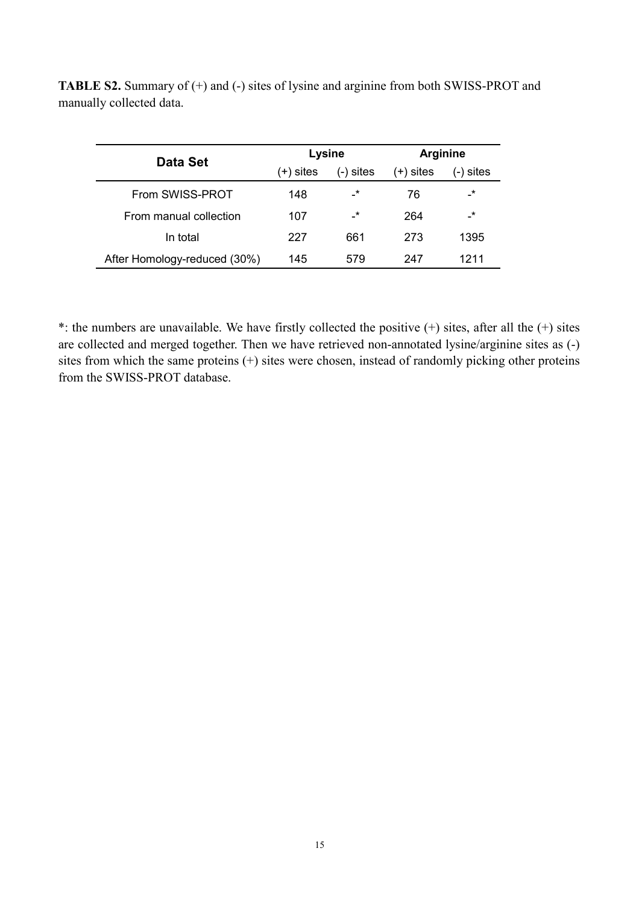**TABLE S2.** Summary of (+) and (-) sites of lysine and arginine from both SWISS-PROT and manually collected data.

| Data Set | Lysine | | Arginine | |
|---|---|---|---|---|
| | (+) sites | (-) sites | (+) sites | (-) sites |
| From SWISS-PROT | 148 | -* | 76 | -* |
| From manual collection | 107 | -* | 264 | -* |
| In total | 227 | 661 | 273 | 1395 |
| After Homology-reduced (30%) | 145 | 579 | 247 | 1211 |

*: the numbers are unavailable. We have firstly collected the positive (+) sites, after all the (+) sites are collected and merged together. Then we have retrieved non-annotated lysine/arginine sites as (-) sites from which the same proteins (+) sites were chosen, instead of randomly picking other proteins from the SWISS-PROT database.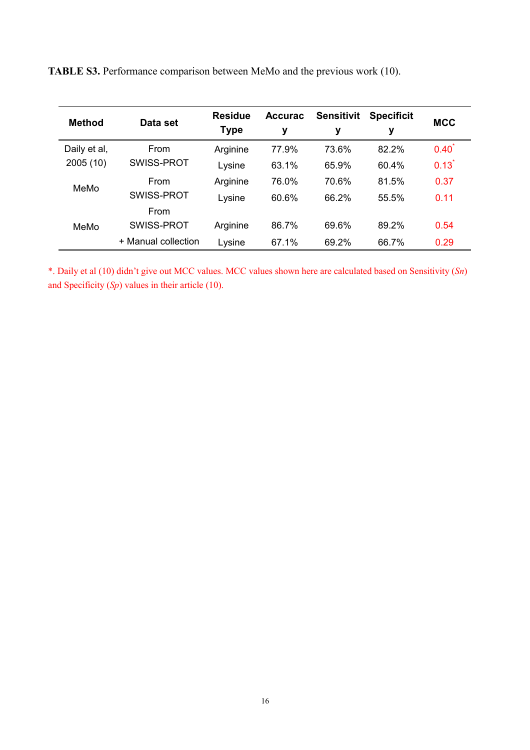**TABLE S3.** Performance comparison between MeMo and the previous work (10).

| Method | Data set | Residue Type | Accuracy | Sensitivity | Specificity | MCC |
|---|---|---|---|---|---|---|
| Daily et al, 2005 (10) | From SWISS-PROT | Arginine | 77.9% | 73.6% | 82.2% | 0.40* |
| | | Lysine | 63.1% | 65.9% | 60.4% | 0.13* |
| MeMo | From SWISS-PROT | Arginine | 76.0% | 70.6% | 81.5% | 0.37 |
| | | Lysine | 60.6% | 66.2% | 55.5% | 0.11 |
| MeMo | From SWISS-PROT + Manual collection | Arginine | 86.7% | 69.6% | 89.2% | 0.54 |
| | | Lysine | 67.1% | 69.2% | 66.7% | 0.29 |

*. Daily et al (10) didn't give out MCC values. MCC values shown here are calculated based on Sensitivity (*Sn*) and Specificity (*Sp*) values in their article (10).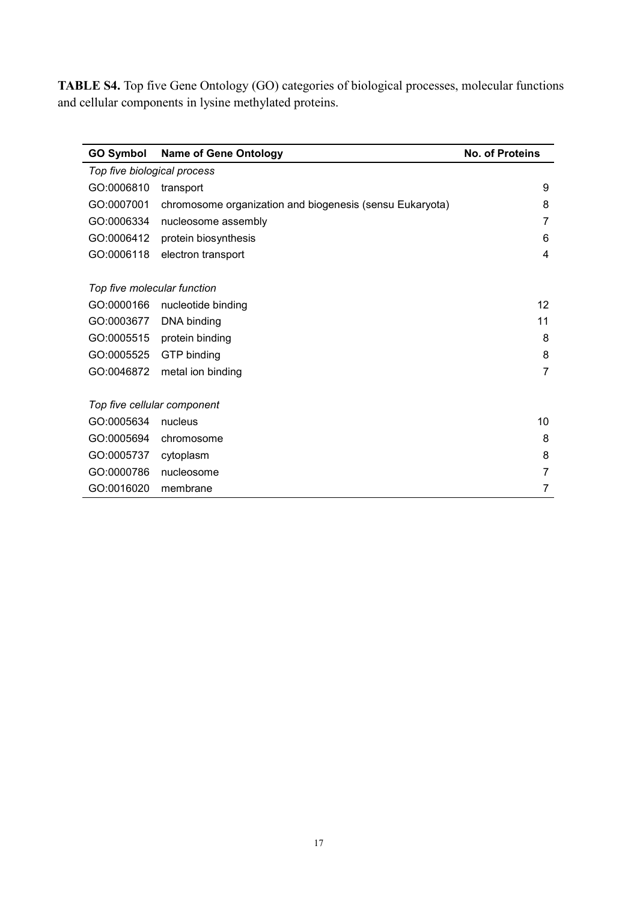**TABLE S4.** Top five Gene Ontology (GO) categories of biological processes, molecular functions and cellular components in lysine methylated proteins.

| GO Symbol | Name of Gene Ontology | No. of Proteins |
|---|---|---|
| *Top five biological process* | | |
| GO:0006810 | transport | 9 |
| GO:0007001 | chromosome organization and biogenesis (sensu Eukaryota) | 8 |
| GO:0006334 | nucleosome assembly | 7 |
| GO:0006412 | protein biosynthesis | 6 |
| GO:0006118 | electron transport | 4 |
| *Top five molecular function* | | |
| GO:0000166 | nucleotide binding | 12 |
| GO:0003677 | DNA binding | 11 |
| GO:0005515 | protein binding | 8 |
| GO:0005525 | GTP binding | 8 |
| GO:0046872 | metal ion binding | 7 |
| *Top five cellular component* | | |
| GO:0005634 | nucleus | 10 |
| GO:0005694 | chromosome | 8 |
| GO:0005737 | cytoplasm | 8 |
| GO:0000786 | nucleosome | 7 |
| GO:0016020 | membrane | 7 |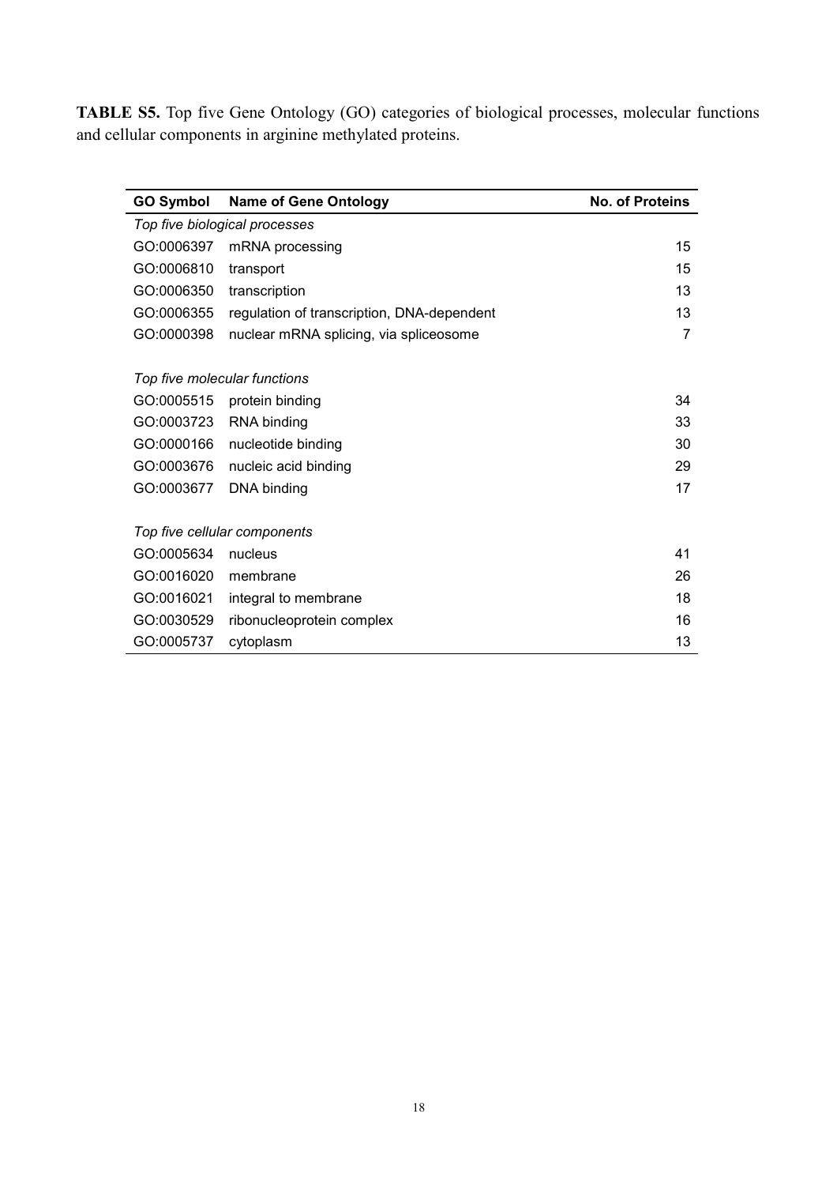**TABLE S5.** Top five Gene Ontology (GO) categories of biological processes, molecular functions and cellular components in arginine methylated proteins.

| GO Symbol | Name of Gene Ontology | No. of Proteins |
|---|---|---|
| *Top five biological processes* | | |
| GO:0006397 | mRNA processing | 15 |
| GO:0006810 | transport | 15 |
| GO:0006350 | transcription | 13 |
| GO:0006355 | regulation of transcription, DNA-dependent | 13 |
| GO:0000398 | nuclear mRNA splicing, via spliceosome | 7 |
| *Top five molecular functions* | | |
| GO:0005515 | protein binding | 34 |
| GO:0003723 | RNA binding | 33 |
| GO:0000166 | nucleotide binding | 30 |
| GO:0003676 | nucleic acid binding | 29 |
| GO:0003677 | DNA binding | 17 |
| *Top five cellular components* | | |
| GO:0005634 | nucleus | 41 |
| GO:0016020 | membrane | 26 |
| GO:0016021 | integral to membrane | 18 |
| GO:0030529 | ribonucleoprotein complex | 16 |
| GO:0005737 | cytoplasm | 13 |